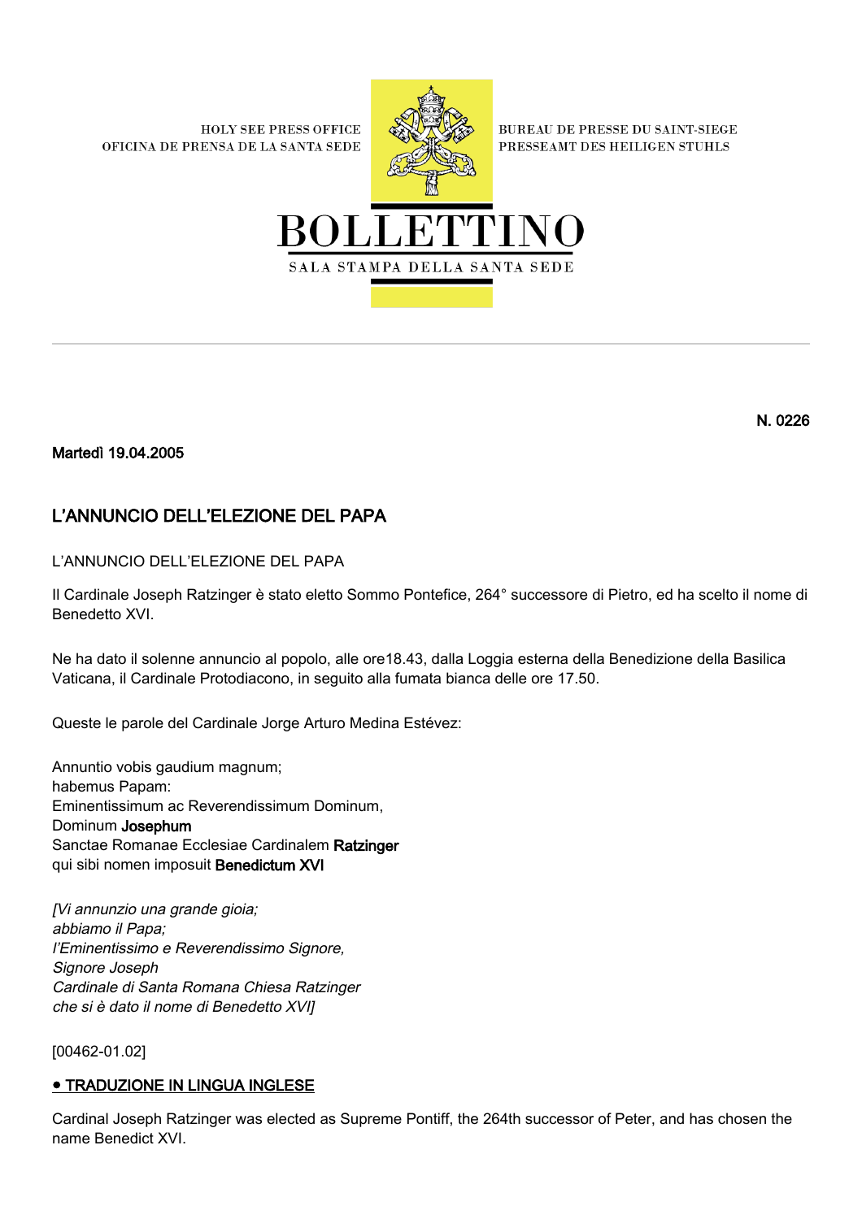HOLY SEE PRESS OFFICE
OFICINA DE PRENSA DE LA SANTA SEDE

BUREAU DE PRESSE DU SAINT-SIEGE
PRESSEAMT DES HEILIGEN STUHLS

# BOLLETTINO

SALA STAMPA DELLA SANTA SEDE

**N. 0226**

**Martedì 19.04.2005**

## L'ANNUNCIO DELL'ELEZIONE DEL PAPA

L'ANNUNCIO DELL'ELEZIONE DEL PAPA

Il Cardinale Joseph Ratzinger è stato eletto Sommo Pontefice, 264° successore di Pietro, ed ha scelto il nome di Benedetto XVI.

Ne ha dato il solenne annuncio al popolo, alle ore18.43, dalla Loggia esterna della Benedizione della Basilica Vaticana, il Cardinale Protodiacono, in seguito alla fumata bianca delle ore 17.50.

Queste le parole del Cardinale Jorge Arturo Medina Estévez:

Annuntio vobis gaudium magnum;
habemus Papam:
Eminentissimum ac Reverendissimum Dominum,
Dominum **Josephum**
Sanctae Romanae Ecclesiae Cardinalem **Ratzinger**
qui sibi nomen imposuit **Benedictum XVI**

*[Vi annunzio una grande gioia;
abbiamo il Papa;
l'Eminentissimo e Reverendissimo Signore,
Signore Joseph
Cardinale di Santa Romana Chiesa Ratzinger
che si è dato il nome di Benedetto XVI]*

[00462-01.02]

**• TRADUZIONE IN LINGUA INGLESE**

Cardinal Joseph Ratzinger was elected as Supreme Pontiff, the 264th successor of Peter, and has chosen the name Benedict XVI.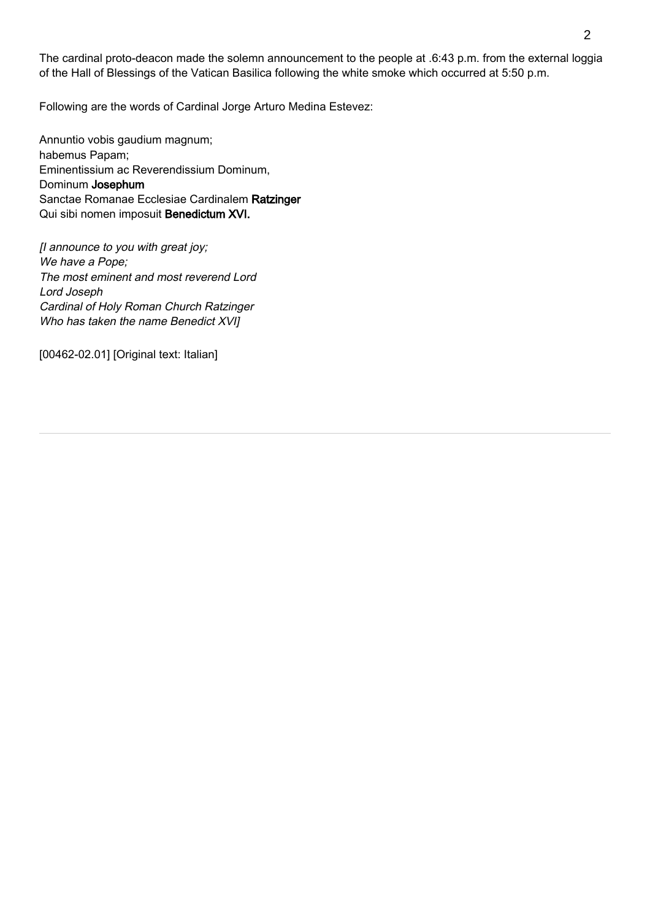The cardinal proto-deacon made the solemn announcement to the people at .6:43 p.m. from the external loggia of the Hall of Blessings of the Vatican Basilica following the white smoke which occurred at 5:50 p.m.

Following are the words of Cardinal Jorge Arturo Medina Estevez:

Annuntio vobis gaudium magnum;  
habemus Papam;  
Eminentissium ac Reverendissium Dominum,  
Dominum **Josephum**  
Sanctae Romanae Ecclesiae Cardinalem **Ratzinger**  
Qui sibi nomen imposuit **Benedictum XVI.**

*[I announce to you with great joy;*  
*We have a Pope;*  
*The most eminent and most reverend Lord*  
*Lord Joseph*  
*Cardinal of Holy Roman Church Ratzinger*  
*Who has taken the name Benedict XVI]*

[00462-02.01] [Original text: Italian]